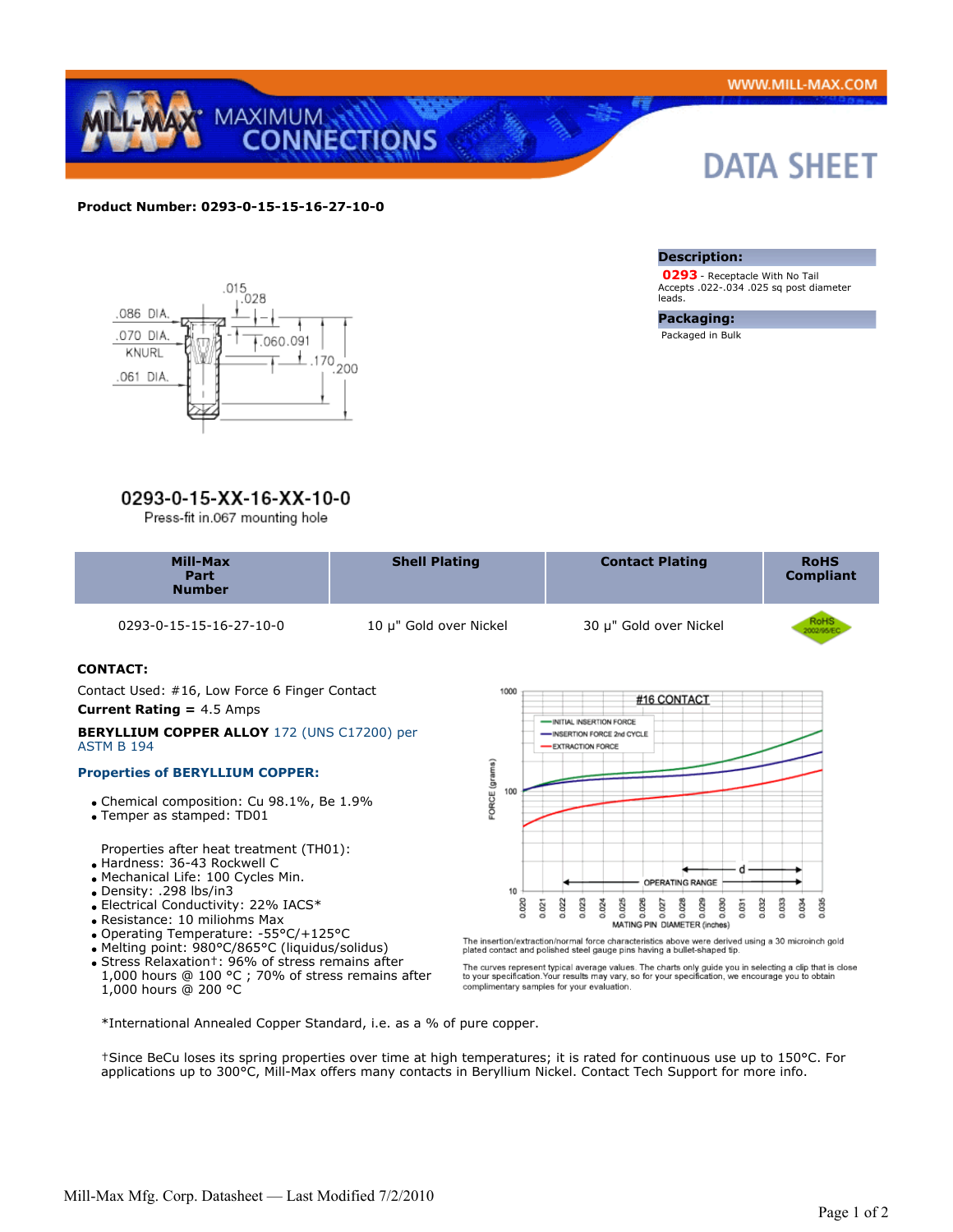# DATA SHEET

**Product Number: 0293-0-15-15-16-27-10-0**

### Description:

**0293** - Receptacle With No Tail
Accepts .022-.034 .025 sq post diameter leads.

### Packaging:

Packaged in Bulk

**0293-0-15-XX-16-XX-10-0**

Press-fit in.067 mounting hole

| Mill-Max Part Number | Shell Plating | Contact Plating | RoHS Compliant |
|---|---|---|---|
| 0293-0-15-15-16-27-10-0 | 10 µ" Gold over Nickel | 30 µ" Gold over Nickel | RoHS 2002/95/EC |

**CONTACT:**

Contact Used: #16, Low Force 6 Finger Contact

**Current Rating =** 4.5 Amps

**BERYLLIUM COPPER ALLOY** 172 (UNS C17200) per ASTM B 194

**Properties of BERYLLIUM COPPER:**

- Chemical composition: Cu 98.1%, Be 1.9%
- Temper as stamped: TD01

Properties after heat treatment (TH01):

- Hardness: 36-43 Rockwell C
- Mechanical Life: 100 Cycles Min.
- Density: .298 lbs/in3
- Electrical Conductivity: 22% IACS*
- Resistance: 10 miliohms Max
- Operating Temperature: -55°C/+125°C
- Melting point: 980°C/865°C (liquidus/solidus)
- Stress Relaxation†: 96% of stress remains after 1,000 hours @ 100 °C ; 70% of stress remains after 1,000 hours @ 200 °C

The insertion/extraction/normal force characteristics above were derived using a 30 microinch gold plated contact and polished steel gauge pins having a bullet-shaped tip.

The curves represent typical average values. The charts only guide you in selecting a clip that is close to your specification. Your results may vary, so for your specification, we encourage you to obtain complimentary samples for your evaluation.

*International Annealed Copper Standard, i.e. as a % of pure copper.

†Since BeCu loses its spring properties over time at high temperatures; it is rated for continuous use up to 150°C. For applications up to 300°C, Mill-Max offers many contacts in Beryllium Nickel. Contact Tech Support for more info.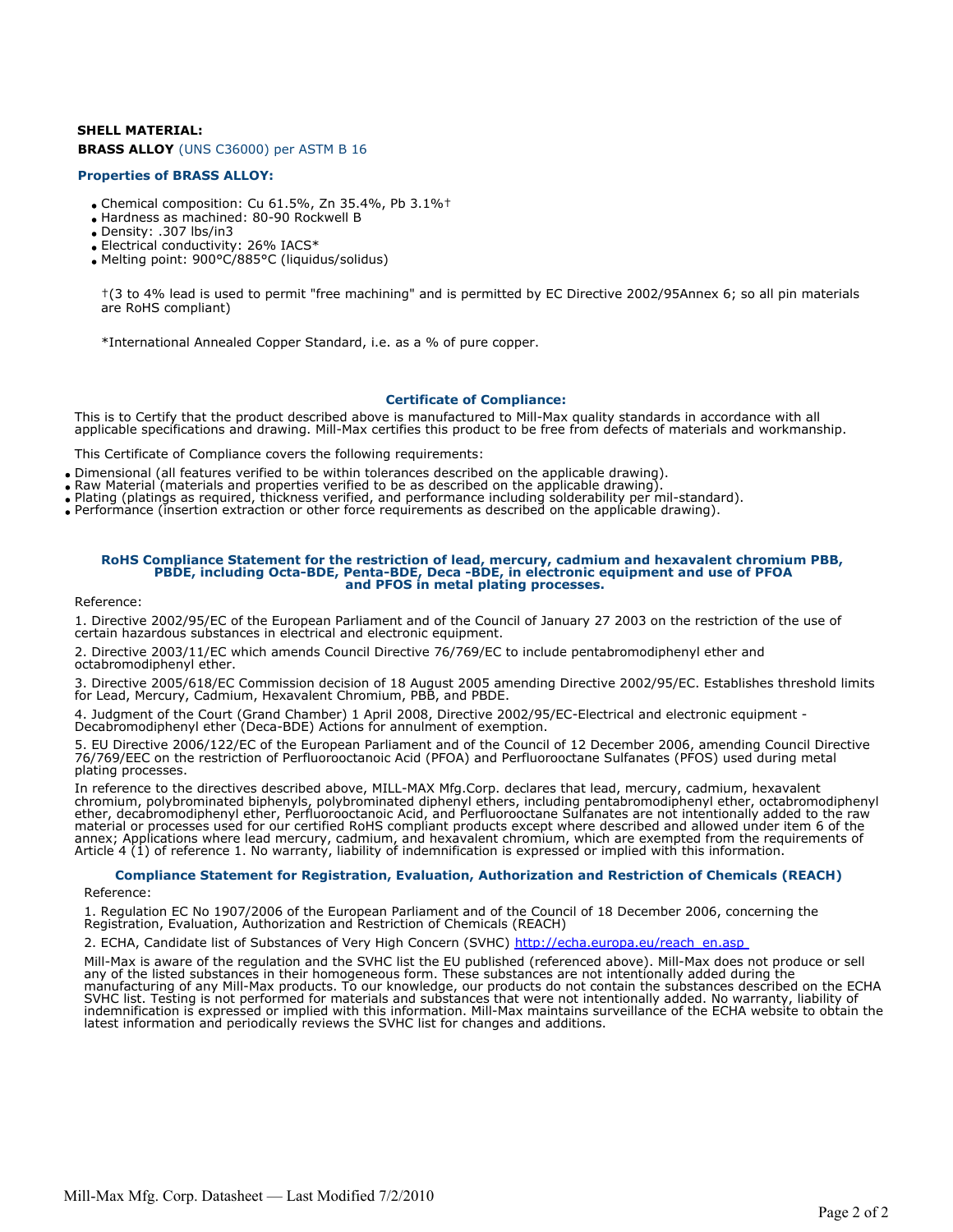**SHELL MATERIAL:**

**BRASS ALLOY** (UNS C36000) per ASTM B 16

**Properties of BRASS ALLOY:**

- Chemical composition: Cu 61.5%, Zn 35.4%, Pb 3.1%†
- Hardness as machined: 80-90 Rockwell B
- Density: .307 lbs/in3
- Electrical conductivity: 26% IACS*
- Melting point: 900°C/885°C (liquidus/solidus)

†(3 to 4% lead is used to permit "free machining" and is permitted by EC Directive 2002/95Annex 6; so all pin materials are RoHS compliant)

*International Annealed Copper Standard, i.e. as a % of pure copper.

**Certificate of Compliance:**

This is to Certify that the product described above is manufactured to Mill-Max quality standards in accordance with all applicable specifications and drawing. Mill-Max certifies this product to be free from defects of materials and workmanship.

This Certificate of Compliance covers the following requirements:

- Dimensional (all features verified to be within tolerances described on the applicable drawing).
- Raw Material (materials and properties verified to be as described on the applicable drawing).
- Plating (platings as required, thickness verified, and performance including solderability per mil-standard).
- Performance (insertion extraction or other force requirements as described on the applicable drawing).

**RoHS Compliance Statement for the restriction of lead, mercury, cadmium and hexavalent chromium PBB, PBDE, including Octa-BDE, Penta-BDE, Deca -BDE, in electronic equipment and use of PFOA and PFOS in metal plating processes.**

Reference:

1. Directive 2002/95/EC of the European Parliament and of the Council of January 27 2003 on the restriction of the use of certain hazardous substances in electrical and electronic equipment.

2. Directive 2003/11/EC which amends Council Directive 76/769/EC to include pentabromodiphenyl ether and octabromodiphenyl ether.

3. Directive 2005/618/EC Commission decision of 18 August 2005 amending Directive 2002/95/EC. Establishes threshold limits for Lead, Mercury, Cadmium, Hexavalent Chromium, PBB, and PBDE.

4. Judgment of the Court (Grand Chamber) 1 April 2008, Directive 2002/95/EC-Electrical and electronic equipment - Decabromodiphenyl ether (Deca-BDE) Actions for annulment of exemption.

5. EU Directive 2006/122/EC of the European Parliament and of the Council of 12 December 2006, amending Council Directive 76/769/EEC on the restriction of Perfluorooctanoic Acid (PFOA) and Perfluorooctane Sulfanates (PFOS) used during metal plating processes.

In reference to the directives described above, MILL-MAX Mfg.Corp. declares that lead, mercury, cadmium, hexavalent chromium, polybrominated biphenyls, polybrominated diphenyl ethers, including pentabromodiphenyl ether, octabromodiphenyl ether, decabromodiphenyl ether, Perfluorooctanoic Acid, and Perfluorooctane Sulfanates are not intentionally added to the raw material or processes used for our certified RoHS compliant products except where described and allowed under item 6 of the annex; Applications where lead mercury, cadmium, and hexavalent chromium, which are exempted from the requirements of Article 4 (1) of reference 1. No warranty, liability of indemnification is expressed or implied with this information.

**Compliance Statement for Registration, Evaluation, Authorization and Restriction of Chemicals (REACH)**

Reference:

1. Regulation EC No 1907/2006 of the European Parliament and of the Council of 18 December 2006, concerning the Registration, Evaluation, Authorization and Restriction of Chemicals (REACH)

2. ECHA, Candidate list of Substances of Very High Concern (SVHC) http://echa.europa.eu/reach_en.asp

Mill-Max is aware of the regulation and the SVHC list the EU published (referenced above). Mill-Max does not produce or sell any of the listed substances in their homogeneous form. These substances are not intentionally added during the manufacturing of any Mill-Max products. To our knowledge, our products do not contain the substances described on the ECHA SVHC list. Testing is not performed for materials and substances that were not intentionally added. No warranty, liability of indemnification is expressed or implied with this information. Mill-Max maintains surveillance of the ECHA website to obtain the latest information and periodically reviews the SVHC list for changes and additions.